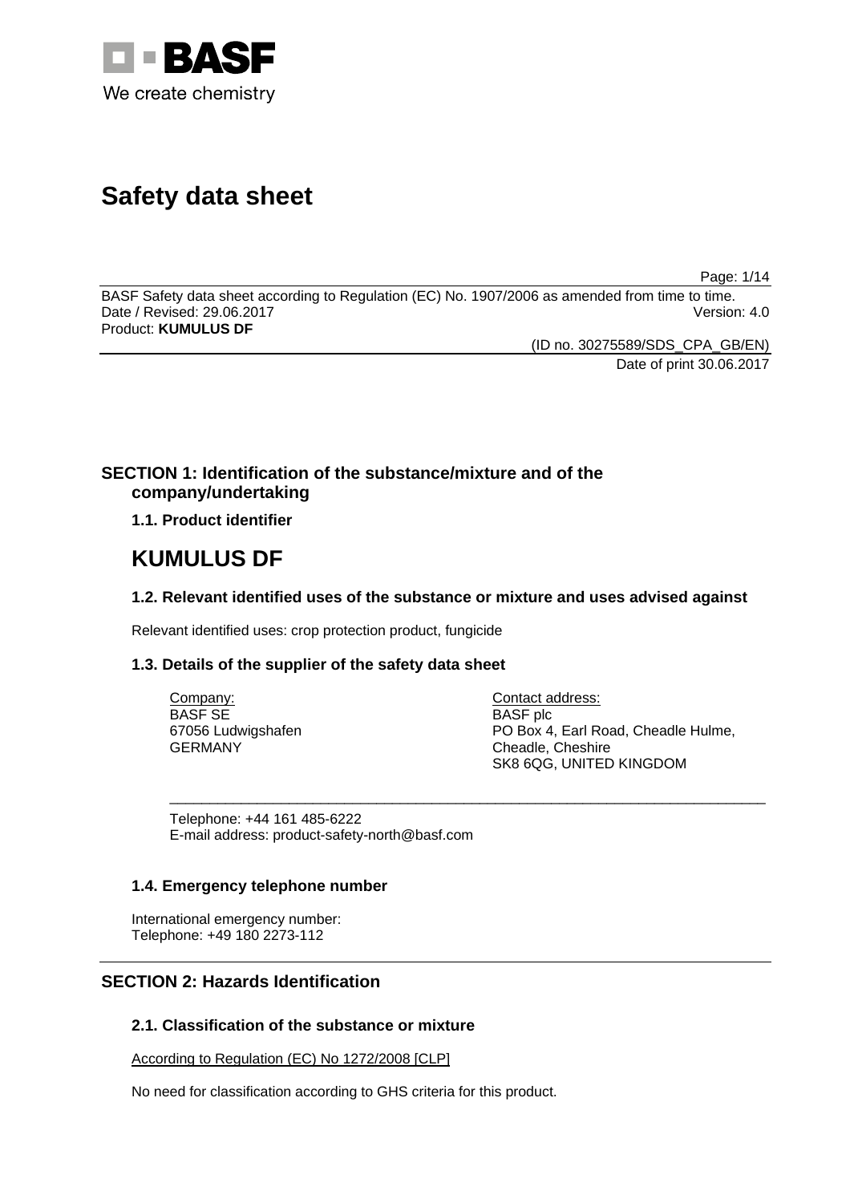BASF
We create chemistry

# Safety data sheet

BASF Safety data sheet according to Regulation (EC) No. 1907/2006 as amended from time to time.
Date / Revised: 29.06.2017 Version: 4.0
Product: **KUMULUS DF**

(ID no. 30275589/SDS_CPA_GB/EN)
Date of print 30.06.2017

## SECTION 1: Identification of the substance/mixture and of the company/undertaking

### 1.1. Product identifier

# KUMULUS DF

### 1.2. Relevant identified uses of the substance or mixture and uses advised against

Relevant identified uses: crop protection product, fungicide

### 1.3. Details of the supplier of the safety data sheet

Company:
BASF SE
67056 Ludwigshafen
GERMANY

Contact address:
BASF plc
PO Box 4, Earl Road, Cheadle Hulme,
Cheadle, Cheshire
SK8 6QG, UNITED KINGDOM

Telephone: +44 161 485-6222
E-mail address: product-safety-north@basf.com

### 1.4. Emergency telephone number

International emergency number:
Telephone: +49 180 2273-112

## SECTION 2: Hazards Identification

### 2.1. Classification of the substance or mixture

According to Regulation (EC) No 1272/2008 [CLP]

No need for classification according to GHS criteria for this product.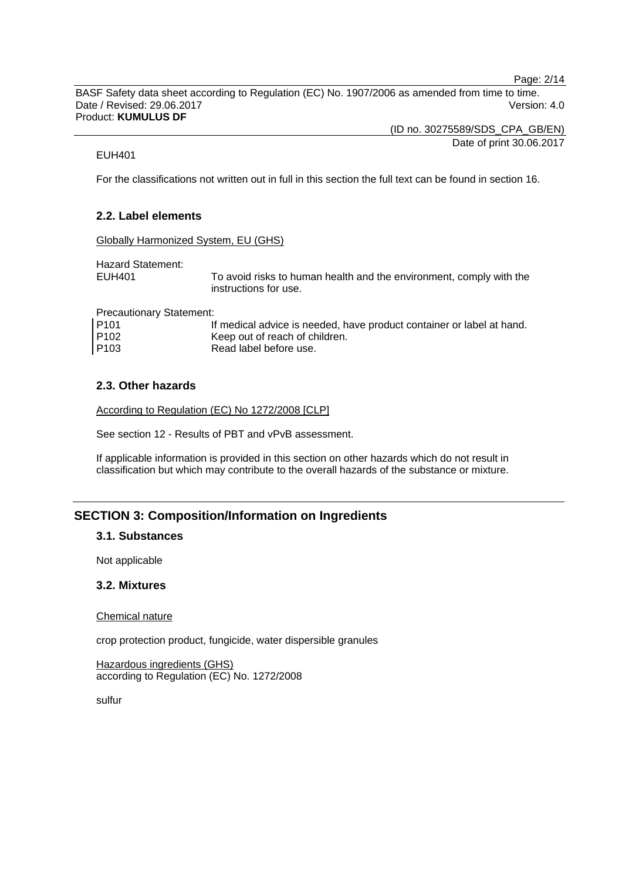EUH401

For the classifications not written out in full in this section the full text can be found in section 16.

### 2.2. Label elements

Globally Harmonized System, EU (GHS)

Hazard Statement:

| | |
|---|---|
| EUH401 | To avoid risks to human health and the environment, comply with the instructions for use. |

Precautionary Statement:

| | |
|---|---|
| P101 | If medical advice is needed, have product container or label at hand. |
| P102 | Keep out of reach of children. |
| P103 | Read label before use. |

### 2.3. Other hazards

According to Regulation (EC) No 1272/2008 [CLP]

See section 12 - Results of PBT and vPvB assessment.

If applicable information is provided in this section on other hazards which do not result in classification but which may contribute to the overall hazards of the substance or mixture.

## SECTION 3: Composition/Information on Ingredients

### 3.1. Substances

Not applicable

### 3.2. Mixtures

Chemical nature

crop protection product, fungicide, water dispersible granules

Hazardous ingredients (GHS)
according to Regulation (EC) No. 1272/2008

sulfur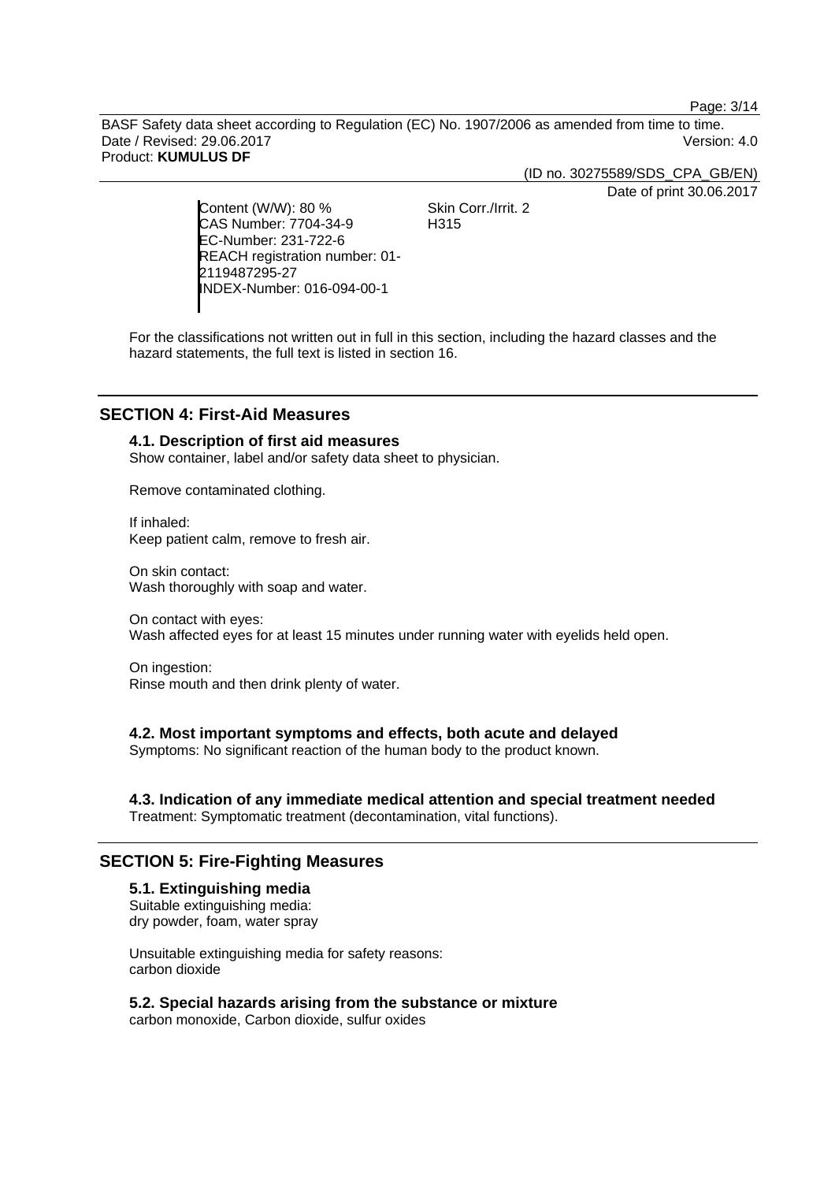| | |
|---|---|
| Content (W/W): 80 %<br>CAS Number: 7704-34-9<br>EC-Number: 231-722-6<br>REACH registration number: 01-2119487295-27<br>INDEX-Number: 016-094-00-1 | Skin Corr./Irrit. 2<br>H315 |

For the classifications not written out in full in this section, including the hazard classes and the hazard statements, the full text is listed in section 16.

## SECTION 4: First-Aid Measures

### 4.1. Description of first aid measures

Show container, label and/or safety data sheet to physician.

Remove contaminated clothing.

If inhaled:
Keep patient calm, remove to fresh air.

On skin contact:
Wash thoroughly with soap and water.

On contact with eyes:
Wash affected eyes for at least 15 minutes under running water with eyelids held open.

On ingestion:
Rinse mouth and then drink plenty of water.

### 4.2. Most important symptoms and effects, both acute and delayed

Symptoms: No significant reaction of the human body to the product known.

### 4.3. Indication of any immediate medical attention and special treatment needed

Treatment: Symptomatic treatment (decontamination, vital functions).

## SECTION 5: Fire-Fighting Measures

### 5.1. Extinguishing media

Suitable extinguishing media:
dry powder, foam, water spray

Unsuitable extinguishing media for safety reasons:
carbon dioxide

### 5.2. Special hazards arising from the substance or mixture

carbon monoxide, Carbon dioxide, sulfur oxides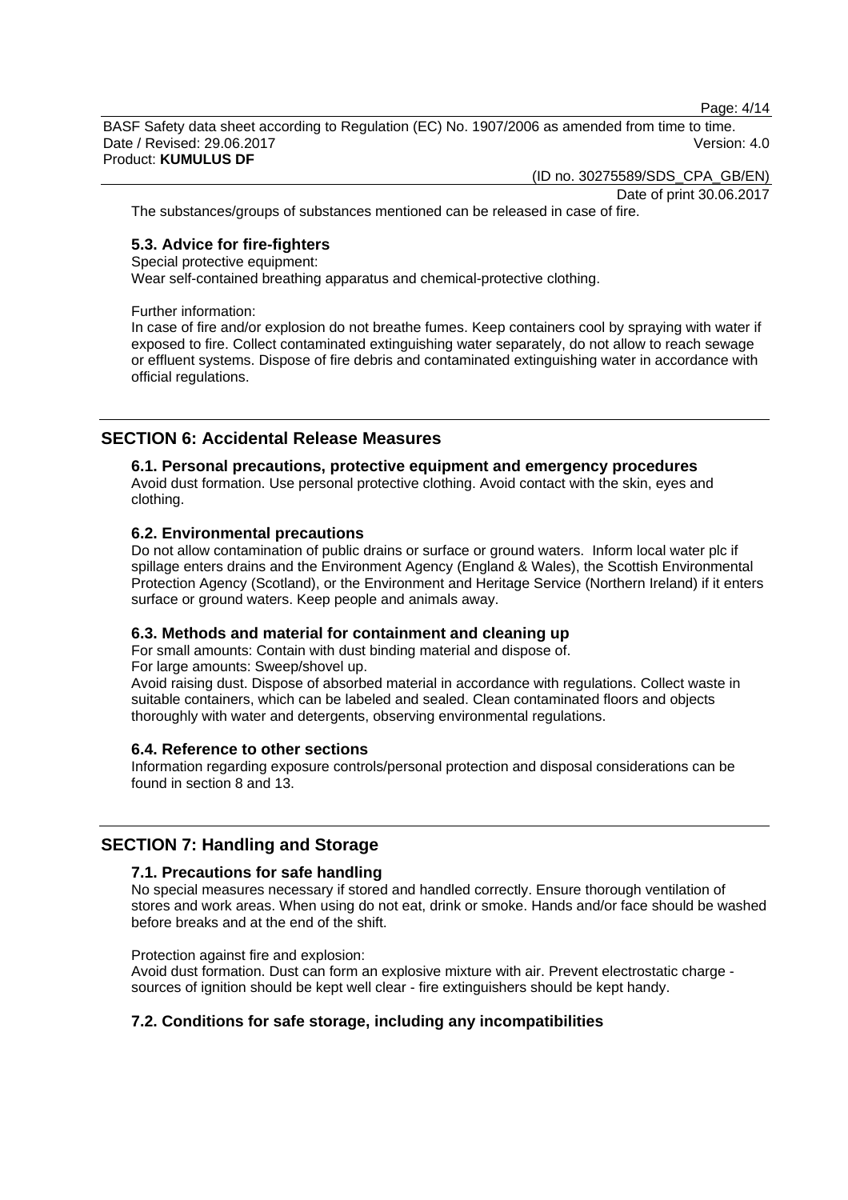The substances/groups of substances mentioned can be released in case of fire.

### 5.3. Advice for fire-fighters

Special protective equipment:
Wear self-contained breathing apparatus and chemical-protective clothing.

Further information:
In case of fire and/or explosion do not breathe fumes. Keep containers cool by spraying with water if exposed to fire. Collect contaminated extinguishing water separately, do not allow to reach sewage or effluent systems. Dispose of fire debris and contaminated extinguishing water in accordance with official regulations.

## SECTION 6: Accidental Release Measures

### 6.1. Personal precautions, protective equipment and emergency procedures

Avoid dust formation. Use personal protective clothing. Avoid contact with the skin, eyes and clothing.

### 6.2. Environmental precautions

Do not allow contamination of public drains or surface or ground waters. Inform local water plc if spillage enters drains and the Environment Agency (England & Wales), the Scottish Environmental Protection Agency (Scotland), or the Environment and Heritage Service (Northern Ireland) if it enters surface or ground waters. Keep people and animals away.

### 6.3. Methods and material for containment and cleaning up

For small amounts: Contain with dust binding material and dispose of.
For large amounts: Sweep/shovel up.
Avoid raising dust. Dispose of absorbed material in accordance with regulations. Collect waste in suitable containers, which can be labeled and sealed. Clean contaminated floors and objects thoroughly with water and detergents, observing environmental regulations.

### 6.4. Reference to other sections

Information regarding exposure controls/personal protection and disposal considerations can be found in section 8 and 13.

## SECTION 7: Handling and Storage

### 7.1. Precautions for safe handling

No special measures necessary if stored and handled correctly. Ensure thorough ventilation of stores and work areas. When using do not eat, drink or smoke. Hands and/or face should be washed before breaks and at the end of the shift.

Protection against fire and explosion:
Avoid dust formation. Dust can form an explosive mixture with air. Prevent electrostatic charge - sources of ignition should be kept well clear - fire extinguishers should be kept handy.

### 7.2. Conditions for safe storage, including any incompatibilities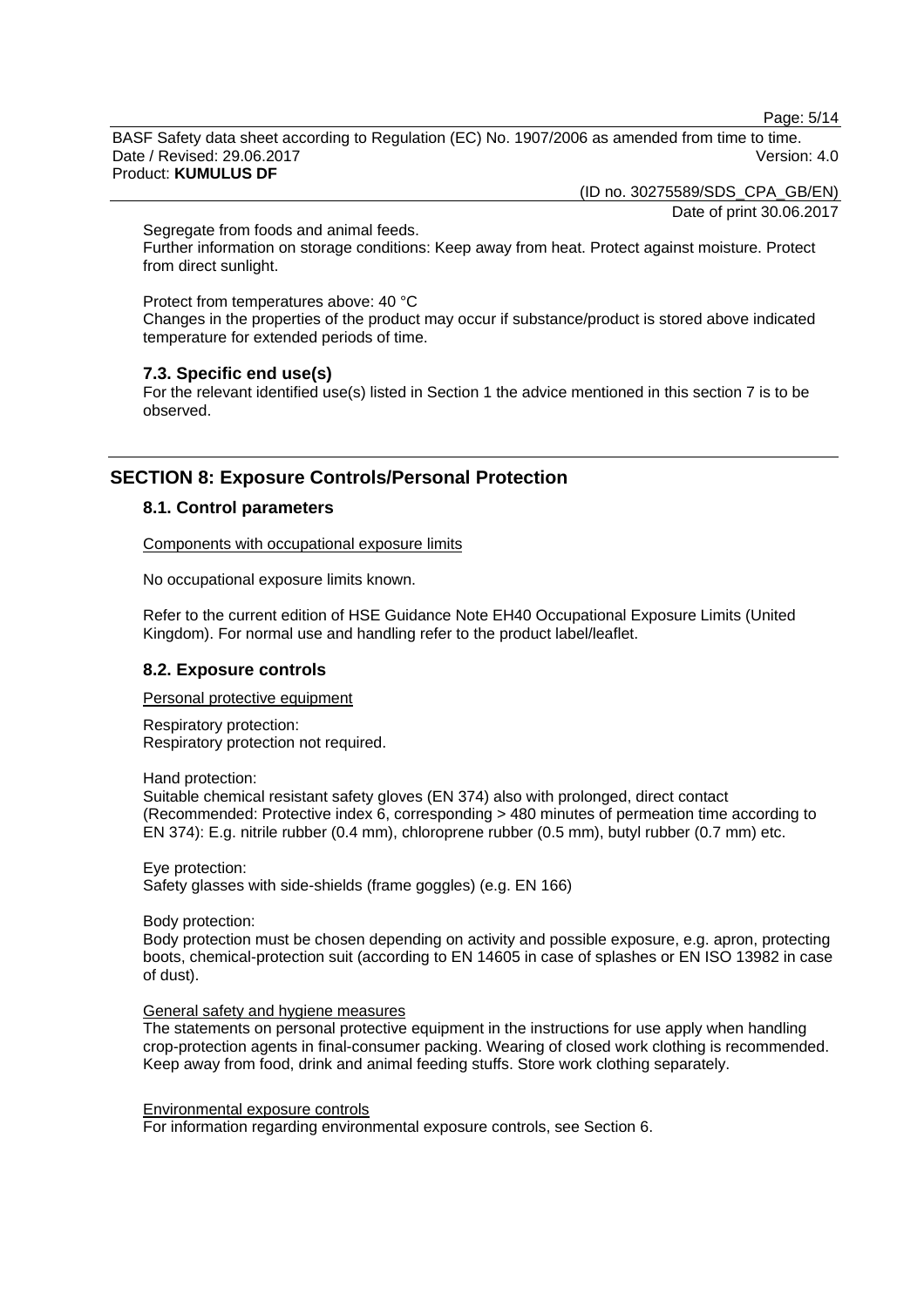Segregate from foods and animal feeds.
Further information on storage conditions: Keep away from heat. Protect against moisture. Protect from direct sunlight.

Protect from temperatures above: 40 °C
Changes in the properties of the product may occur if substance/product is stored above indicated temperature for extended periods of time.

### 7.3. Specific end use(s)

For the relevant identified use(s) listed in Section 1 the advice mentioned in this section 7 is to be observed.

## SECTION 8: Exposure Controls/Personal Protection

### 8.1. Control parameters

Components with occupational exposure limits

No occupational exposure limits known.

Refer to the current edition of HSE Guidance Note EH40 Occupational Exposure Limits (United Kingdom). For normal use and handling refer to the product label/leaflet.

### 8.2. Exposure controls

Personal protective equipment

Respiratory protection:
Respiratory protection not required.

Hand protection:
Suitable chemical resistant safety gloves (EN 374) also with prolonged, direct contact (Recommended: Protective index 6, corresponding > 480 minutes of permeation time according to EN 374): E.g. nitrile rubber (0.4 mm), chloroprene rubber (0.5 mm), butyl rubber (0.7 mm) etc.

Eye protection:
Safety glasses with side-shields (frame goggles) (e.g. EN 166)

Body protection:
Body protection must be chosen depending on activity and possible exposure, e.g. apron, protecting boots, chemical-protection suit (according to EN 14605 in case of splashes or EN ISO 13982 in case of dust).

General safety and hygiene measures

The statements on personal protective equipment in the instructions for use apply when handling crop-protection agents in final-consumer packing. Wearing of closed work clothing is recommended. Keep away from food, drink and animal feeding stuffs. Store work clothing separately.

Environmental exposure controls

For information regarding environmental exposure controls, see Section 6.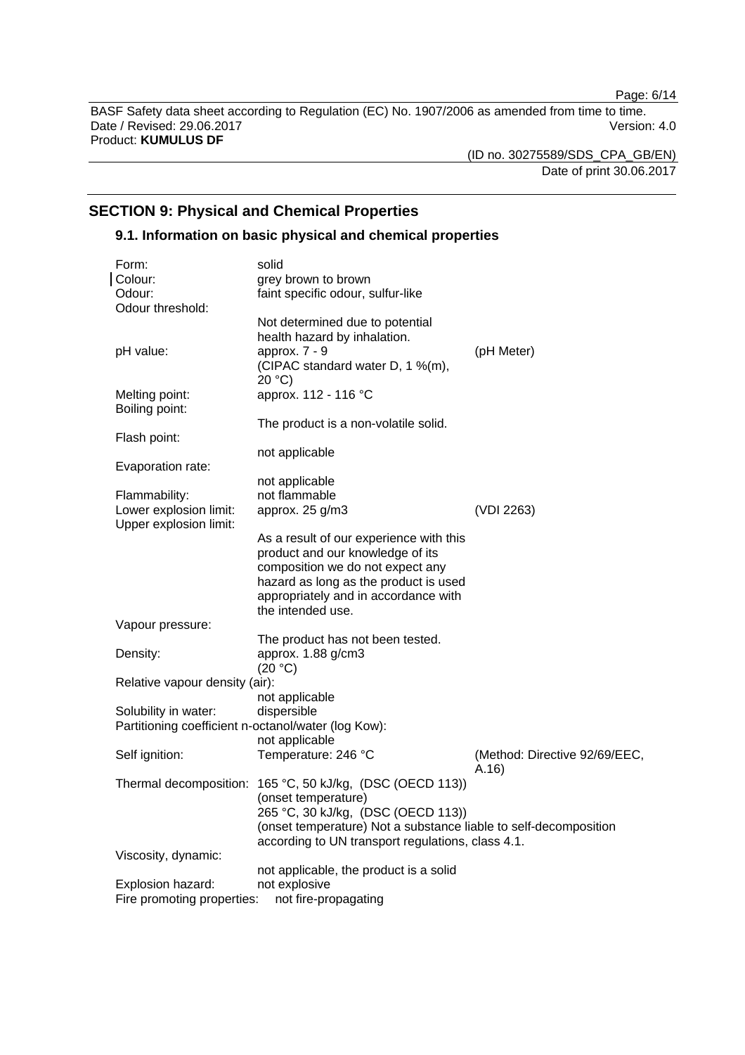## SECTION 9: Physical and Chemical Properties

### 9.1. Information on basic physical and chemical properties

| Property | Value | Method |
| --- | --- | --- |
| Form: | solid | |
| Colour: | grey brown to brown | |
| Odour: | faint specific odour, sulfur-like | |
| Odour threshold: | Not determined due to potential health hazard by inhalation. | |
| pH value: | approx. 7 - 9 (CIPAC standard water D, 1 %(m), 20 °C) | (pH Meter) |
| Melting point: | approx. 112 - 116 °C | |
| Boiling point: | The product is a non-volatile solid. | |
| Flash point: | not applicable | |
| Evaporation rate: | not applicable | |
| Flammability: | not flammable | |
| Lower explosion limit: | approx. 25 g/m3 | (VDI 2263) |
| Upper explosion limit: | As a result of our experience with this product and our knowledge of its composition we do not expect any hazard as long as the product is used appropriately and in accordance with the intended use. | |
| Vapour pressure: | The product has not been tested. | |
| Density: | approx. 1.88 g/cm3 (20 °C) | |
| Relative vapour density (air): | not applicable | |
| Solubility in water: | dispersible | |
| Partitioning coefficient n-octanol/water (log Kow): | not applicable | |
| Self ignition: | Temperature: 246 °C | (Method: Directive 92/69/EEC, A.16) |
| Thermal decomposition: | 165 °C, 50 kJ/kg, (DSC (OECD 113)) (onset temperature) 265 °C, 30 kJ/kg, (DSC (OECD 113)) (onset temperature) Not a substance liable to self-decomposition according to UN transport regulations, class 4.1. | |
| Viscosity, dynamic: | not applicable, the product is a solid | |
| Explosion hazard: | not explosive | |
| Fire promoting properties: | not fire-propagating | |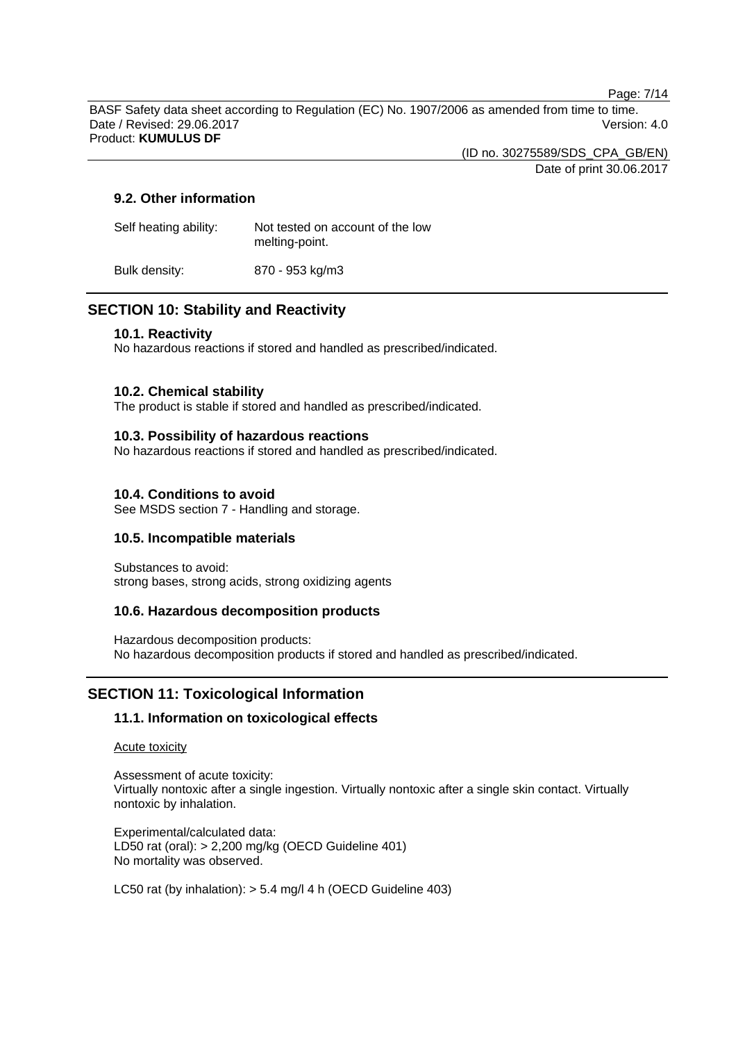### 9.2. Other information

| | |
|---|---|
| Self heating ability: | Not tested on account of the low melting-point. |
| Bulk density: | 870 - 953 kg/m3 |

## SECTION 10: Stability and Reactivity

### 10.1. Reactivity

No hazardous reactions if stored and handled as prescribed/indicated.

### 10.2. Chemical stability

The product is stable if stored and handled as prescribed/indicated.

### 10.3. Possibility of hazardous reactions

No hazardous reactions if stored and handled as prescribed/indicated.

### 10.4. Conditions to avoid

See MSDS section 7 - Handling and storage.

### 10.5. Incompatible materials

Substances to avoid:
strong bases, strong acids, strong oxidizing agents

### 10.6. Hazardous decomposition products

Hazardous decomposition products:
No hazardous decomposition products if stored and handled as prescribed/indicated.

## SECTION 11: Toxicological Information

### 11.1. Information on toxicological effects

Acute toxicity

Assessment of acute toxicity:
Virtually nontoxic after a single ingestion. Virtually nontoxic after a single skin contact. Virtually nontoxic by inhalation.

Experimental/calculated data:
LD50 rat (oral): > 2,200 mg/kg (OECD Guideline 401)
No mortality was observed.

LC50 rat (by inhalation): > 5.4 mg/l 4 h (OECD Guideline 403)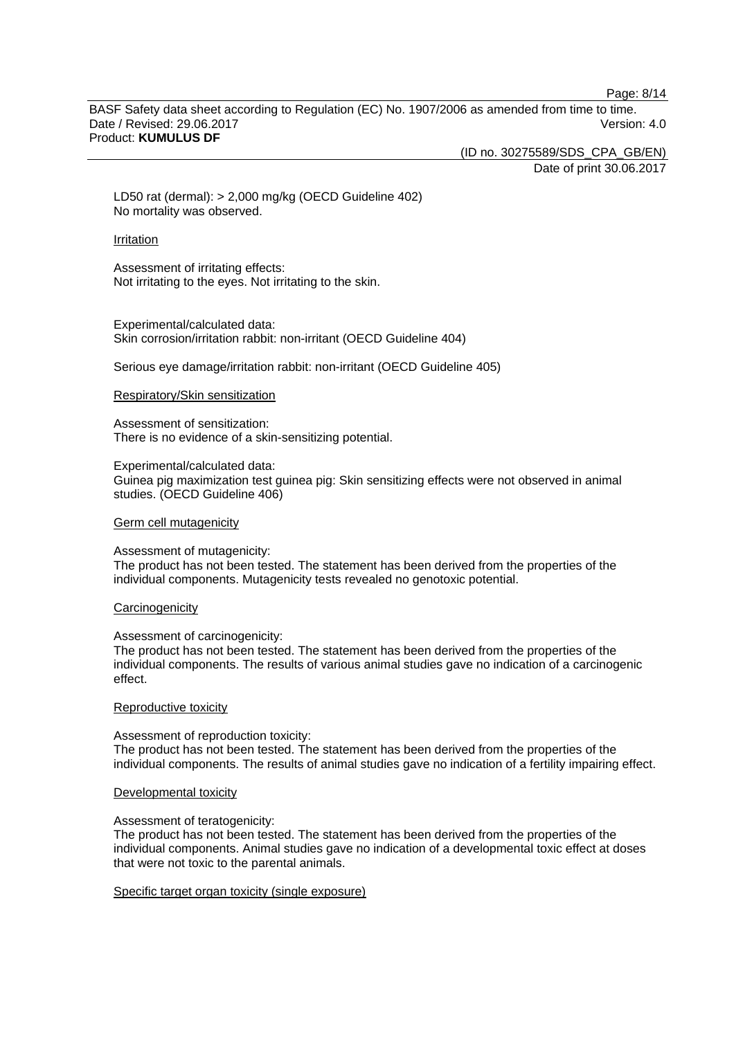LD50 rat (dermal): > 2,000 mg/kg (OECD Guideline 402)
No mortality was observed.

Irritation

Assessment of irritating effects:
Not irritating to the eyes. Not irritating to the skin.

Experimental/calculated data:
Skin corrosion/irritation rabbit: non-irritant (OECD Guideline 404)

Serious eye damage/irritation rabbit: non-irritant (OECD Guideline 405)

Respiratory/Skin sensitization

Assessment of sensitization:
There is no evidence of a skin-sensitizing potential.

Experimental/calculated data:
Guinea pig maximization test guinea pig: Skin sensitizing effects were not observed in animal studies. (OECD Guideline 406)

Germ cell mutagenicity

Assessment of mutagenicity:
The product has not been tested. The statement has been derived from the properties of the individual components. Mutagenicity tests revealed no genotoxic potential.

Carcinogenicity

Assessment of carcinogenicity:
The product has not been tested. The statement has been derived from the properties of the individual components. The results of various animal studies gave no indication of a carcinogenic effect.

Reproductive toxicity

Assessment of reproduction toxicity:
The product has not been tested. The statement has been derived from the properties of the individual components. The results of animal studies gave no indication of a fertility impairing effect.

Developmental toxicity

Assessment of teratogenicity:
The product has not been tested. The statement has been derived from the properties of the individual components. Animal studies gave no indication of a developmental toxic effect at doses that were not toxic to the parental animals.

Specific target organ toxicity (single exposure)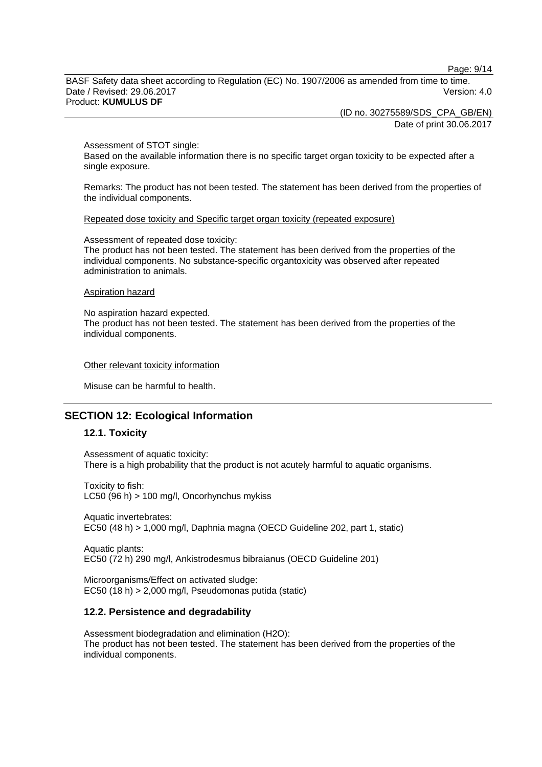Assessment of STOT single:
Based on the available information there is no specific target organ toxicity to be expected after a single exposure.

Remarks: The product has not been tested. The statement has been derived from the properties of the individual components.

Repeated dose toxicity and Specific target organ toxicity (repeated exposure)

Assessment of repeated dose toxicity:
The product has not been tested. The statement has been derived from the properties of the individual components. No substance-specific organtoxicity was observed after repeated administration to animals.

Aspiration hazard

No aspiration hazard expected.
The product has not been tested. The statement has been derived from the properties of the individual components.

Other relevant toxicity information

Misuse can be harmful to health.

## SECTION 12: Ecological Information

### 12.1. Toxicity

Assessment of aquatic toxicity:
There is a high probability that the product is not acutely harmful to aquatic organisms.

Toxicity to fish:
LC50 (96 h) > 100 mg/l, Oncorhynchus mykiss

Aquatic invertebrates:
EC50 (48 h) > 1,000 mg/l, Daphnia magna (OECD Guideline 202, part 1, static)

Aquatic plants:
EC50 (72 h) 290 mg/l, Ankistrodesmus bibraianus (OECD Guideline 201)

Microorganisms/Effect on activated sludge:
EC50 (18 h) > 2,000 mg/l, Pseudomonas putida (static)

### 12.2. Persistence and degradability

Assessment biodegradation and elimination ($H_2O$):
The product has not been tested. The statement has been derived from the properties of the individual components.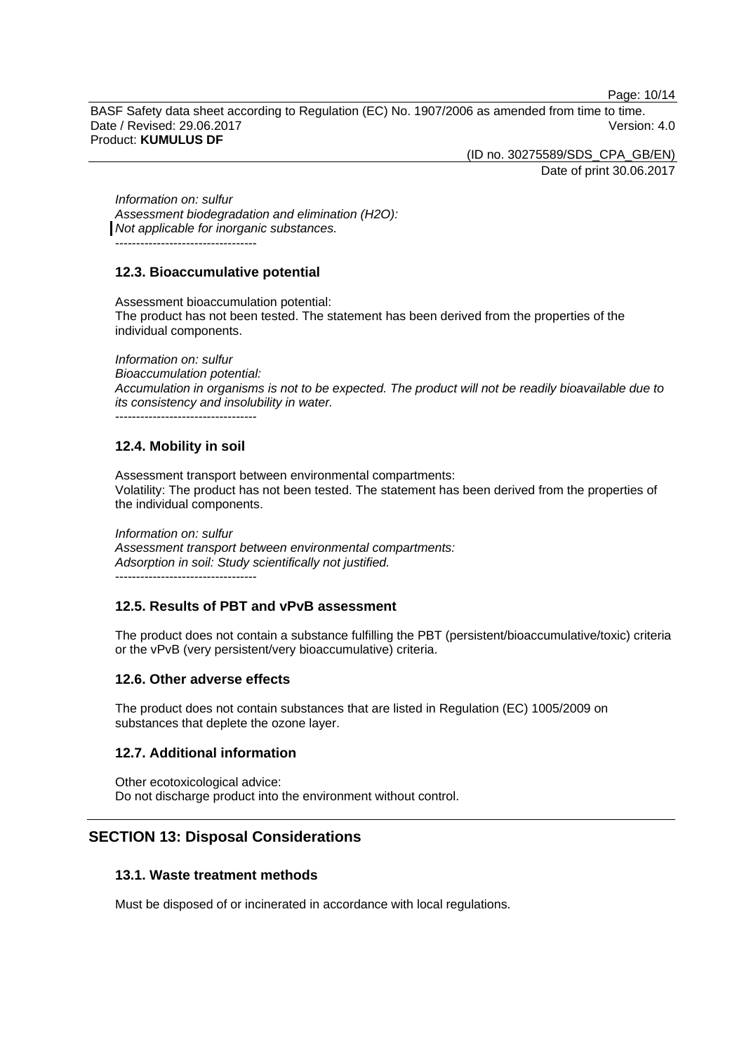*Information on: sulfur*
*Assessment biodegradation and elimination ($H_2O$):*
*Not applicable for inorganic substances.*
----------------------------------

### 12.3. Bioaccumulative potential

Assessment bioaccumulation potential:
The product has not been tested. The statement has been derived from the properties of the individual components.

*Information on: sulfur*
*Bioaccumulation potential:*
*Accumulation in organisms is not to be expected. The product will not be readily bioavailable due to its consistency and insolubility in water.*
----------------------------------

### 12.4. Mobility in soil

Assessment transport between environmental compartments:
Volatility: The product has not been tested. The statement has been derived from the properties of the individual components.

*Information on: sulfur*
*Assessment transport between environmental compartments:*
*Adsorption in soil: Study scientifically not justified.*
----------------------------------

### 12.5. Results of PBT and vPvB assessment

The product does not contain a substance fulfilling the PBT (persistent/bioaccumulative/toxic) criteria or the vPvB (very persistent/very bioaccumulative) criteria.

### 12.6. Other adverse effects

The product does not contain substances that are listed in Regulation (EC) 1005/2009 on substances that deplete the ozone layer.

### 12.7. Additional information

Other ecotoxicological advice:
Do not discharge product into the environment without control.

## SECTION 13: Disposal Considerations

### 13.1. Waste treatment methods

Must be disposed of or incinerated in accordance with local regulations.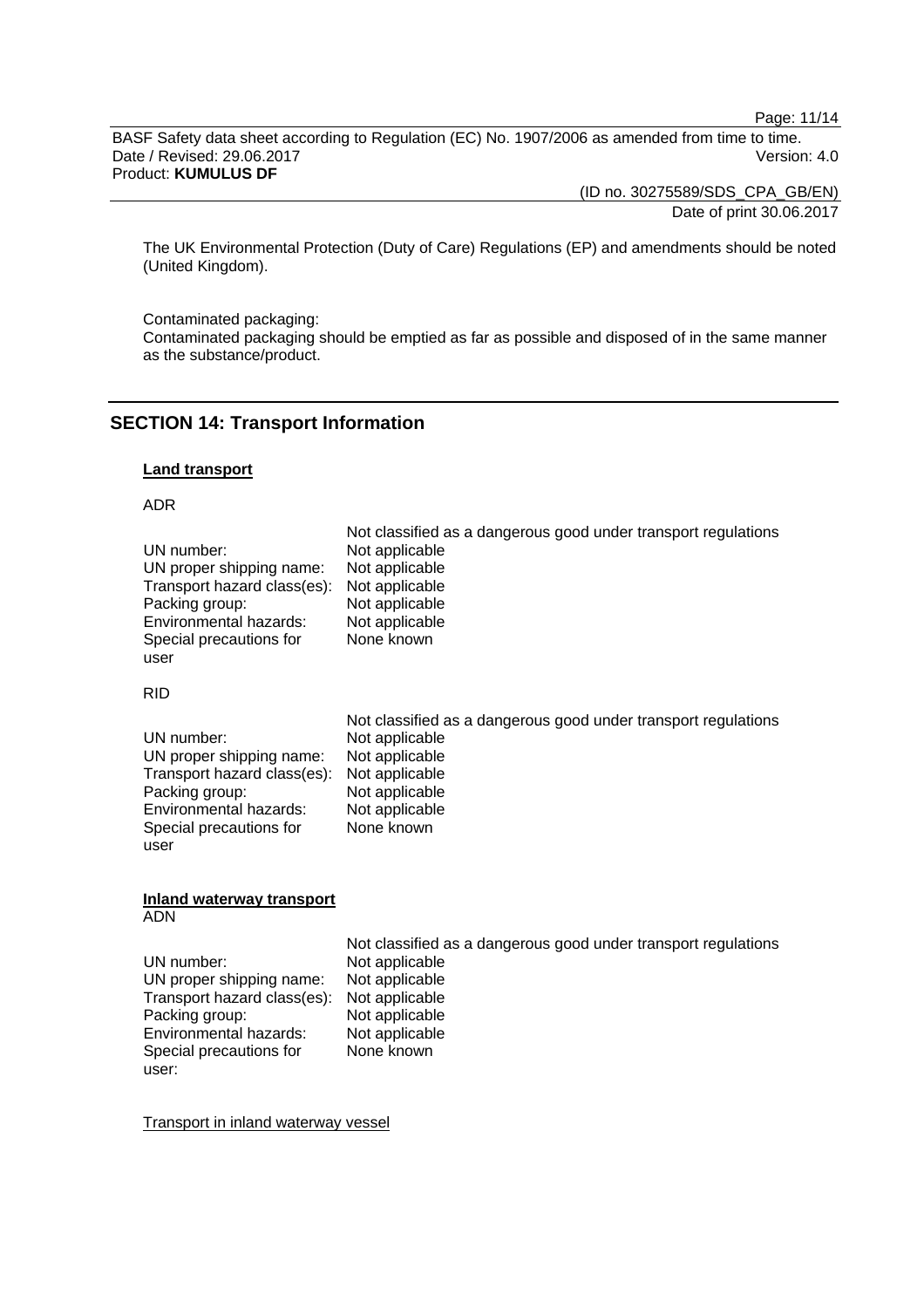The UK Environmental Protection (Duty of Care) Regulations (EP) and amendments should be noted (United Kingdom).

Contaminated packaging:
Contaminated packaging should be emptied as far as possible and disposed of in the same manner as the substance/product.

## SECTION 14: Transport Information

**Land transport**

ADR

| | Not classified as a dangerous good under transport regulations |
|---|---|
| UN number: | Not applicable |
| UN proper shipping name: | Not applicable |
| Transport hazard class(es): | Not applicable |
| Packing group: | Not applicable |
| Environmental hazards: | Not applicable |
| Special precautions for user | None known |

RID

| | Not classified as a dangerous good under transport regulations |
|---|---|
| UN number: | Not applicable |
| UN proper shipping name: | Not applicable |
| Transport hazard class(es): | Not applicable |
| Packing group: | Not applicable |
| Environmental hazards: | Not applicable |
| Special precautions for user | None known |

**Inland waterway transport**

ADN

| | Not classified as a dangerous good under transport regulations |
|---|---|
| UN number: | Not applicable |
| UN proper shipping name: | Not applicable |
| Transport hazard class(es): | Not applicable |
| Packing group: | Not applicable |
| Environmental hazards: | Not applicable |
| Special precautions for user: | None known |

Transport in inland waterway vessel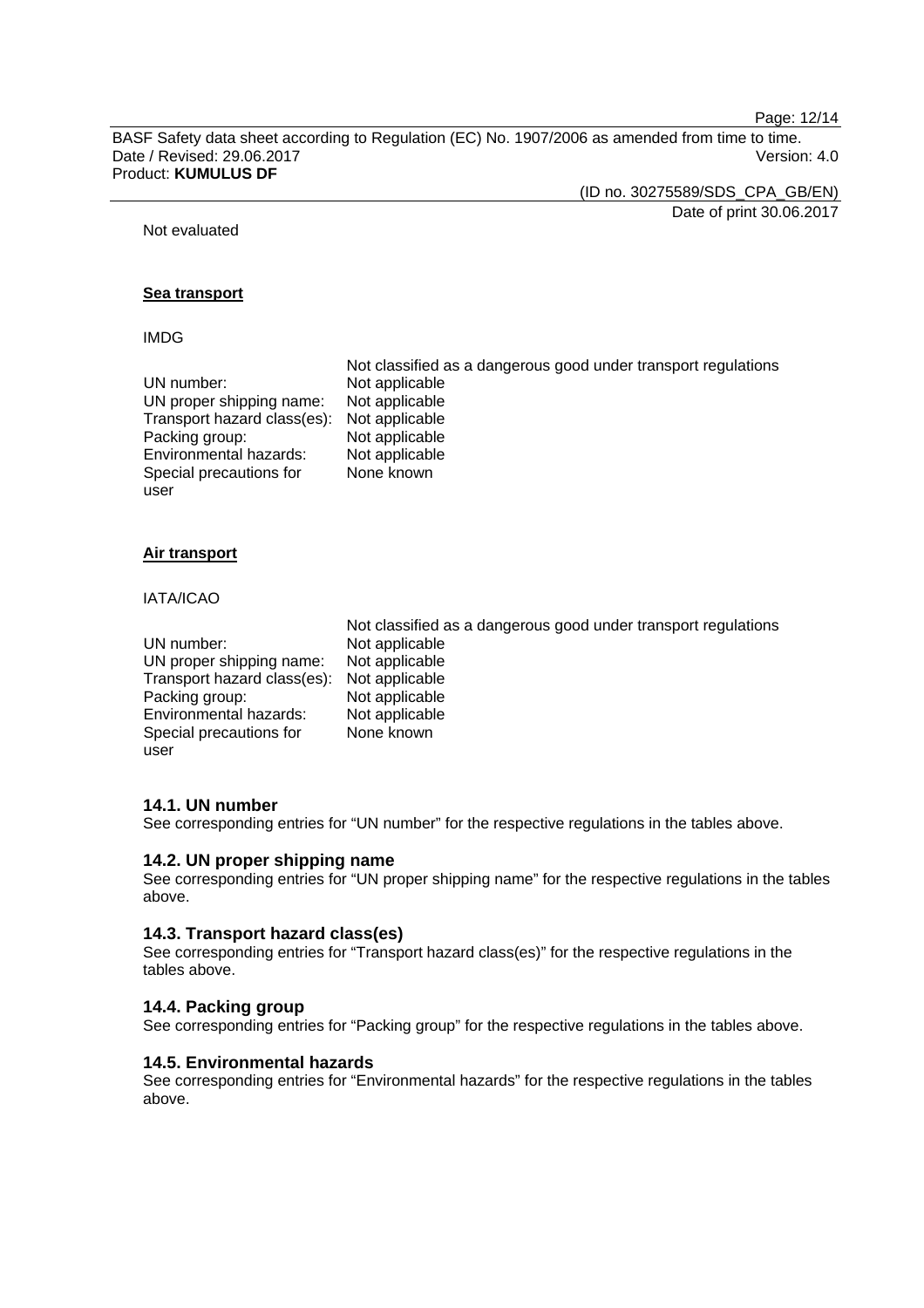Not evaluated

**Sea transport**

IMDG

|  |  |
|---|---|
|  | Not classified as a dangerous good under transport regulations |
| UN number: | Not applicable |
| UN proper shipping name: | Not applicable |
| Transport hazard class(es): | Not applicable |
| Packing group: | Not applicable |
| Environmental hazards: | Not applicable |
| Special precautions for user | None known |

**Air transport**

IATA/ICAO

|  |  |
|---|---|
|  | Not classified as a dangerous good under transport regulations |
| UN number: | Not applicable |
| UN proper shipping name: | Not applicable |
| Transport hazard class(es): | Not applicable |
| Packing group: | Not applicable |
| Environmental hazards: | Not applicable |
| Special precautions for user | None known |

### 14.1. UN number

See corresponding entries for “UN number” for the respective regulations in the tables above.

### 14.2. UN proper shipping name

See corresponding entries for “UN proper shipping name” for the respective regulations in the tables above.

### 14.3. Transport hazard class(es)

See corresponding entries for “Transport hazard class(es)” for the respective regulations in the tables above.

### 14.4. Packing group

See corresponding entries for “Packing group” for the respective regulations in the tables above.

### 14.5. Environmental hazards

See corresponding entries for “Environmental hazards” for the respective regulations in the tables above.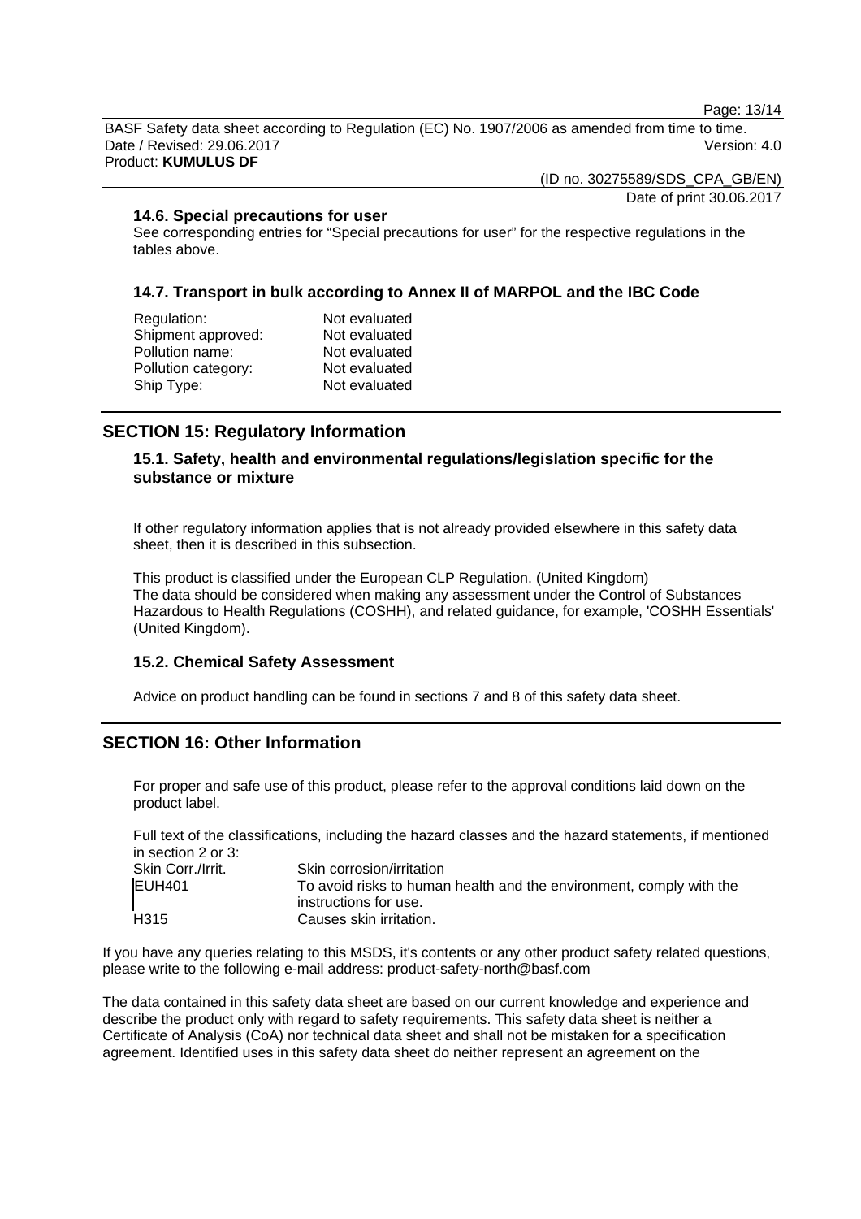### 14.6. Special precautions for user

See corresponding entries for “Special precautions for user” for the respective regulations in the tables above.

### 14.7. Transport in bulk according to Annex II of MARPOL and the IBC Code

| | |
|---|---|
| Regulation: | Not evaluated |
| Shipment approved: | Not evaluated |
| Pollution name: | Not evaluated |
| Pollution category: | Not evaluated |
| Ship Type: | Not evaluated |

## SECTION 15: Regulatory Information

### 15.1. Safety, health and environmental regulations/legislation specific for the substance or mixture

If other regulatory information applies that is not already provided elsewhere in this safety data sheet, then it is described in this subsection.

This product is classified under the European CLP Regulation. (United Kingdom)
The data should be considered when making any assessment under the Control of Substances Hazardous to Health Regulations (COSHH), and related guidance, for example, 'COSHH Essentials' (United Kingdom).

### 15.2. Chemical Safety Assessment

Advice on product handling can be found in sections 7 and 8 of this safety data sheet.

## SECTION 16: Other Information

For proper and safe use of this product, please refer to the approval conditions laid down on the product label.

Full text of the classifications, including the hazard classes and the hazard statements, if mentioned in section 2 or 3:

| | |
|---|---|
| Skin Corr./Irrit. | Skin corrosion/irritation |
| EUH401 | To avoid risks to human health and the environment, comply with the instructions for use. |
| H315 | Causes skin irritation. |

If you have any queries relating to this MSDS, it's contents or any other product safety related questions, please write to the following e-mail address: product-safety-north@basf.com

The data contained in this safety data sheet are based on our current knowledge and experience and describe the product only with regard to safety requirements. This safety data sheet is neither a Certificate of Analysis (CoA) nor technical data sheet and shall not be mistaken for a specification agreement. Identified uses in this safety data sheet do neither represent an agreement on the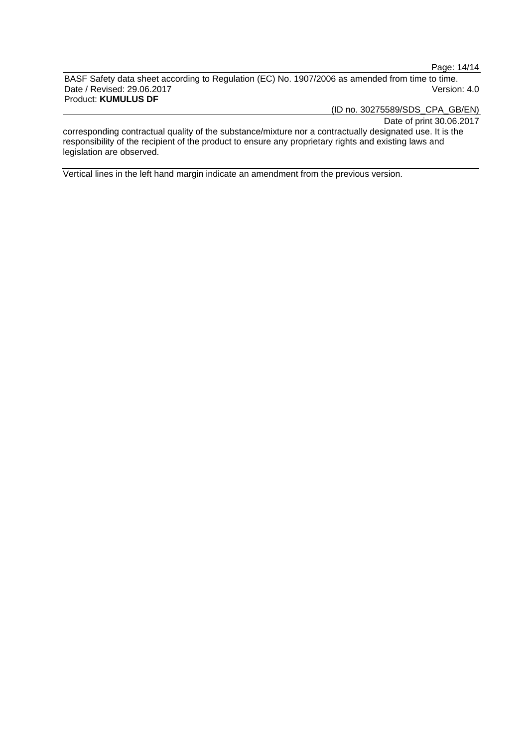corresponding contractual quality of the substance/mixture nor a contractually designated use. It is the responsibility of the recipient of the product to ensure any proprietary rights and existing laws and legislation are observed.

---

Vertical lines in the left hand margin indicate an amendment from the previous version.